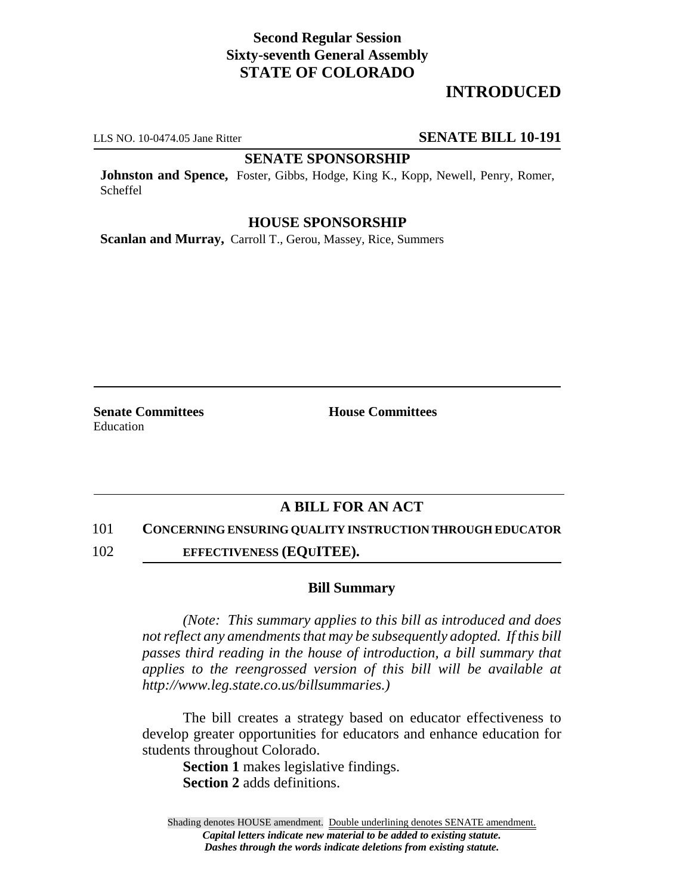**Second Regular Session**
**Sixty-seventh General Assembly**
**STATE OF COLORADO**

# INTRODUCED

LLS NO. 10-0474.05 Jane Ritter **SENATE BILL 10-191**

## SENATE SPONSORSHIP

**Johnston and Spence,** Foster, Gibbs, Hodge, King K., Kopp, Newell, Penry, Romer, Scheffel

## HOUSE SPONSORSHIP

**Scanlan and Murray,** Carroll T., Gerou, Massey, Rice, Summers

**Senate Committees**
Education

**House Committees**

## A BILL FOR AN ACT

101 **CONCERNING ENSURING QUALITY INSTRUCTION THROUGH EDUCATOR**
102 **EFFECTIVENESS (EQUITEE).**

### Bill Summary

*(Note: This summary applies to this bill as introduced and does not reflect any amendments that may be subsequently adopted. If this bill passes third reading in the house of introduction, a bill summary that applies to the reengrossed version of this bill will be available at http://www.leg.state.co.us/billsummaries.)*

The bill creates a strategy based on educator effectiveness to develop greater opportunities for educators and enhance education for students throughout Colorado.

**Section 1** makes legislative findings.
**Section 2** adds definitions.

Shading denotes HOUSE amendment. Double underlining denotes SENATE amendment.
***Capital letters indicate new material to be added to existing statute.***
***Dashes through the words indicate deletions from existing statute.***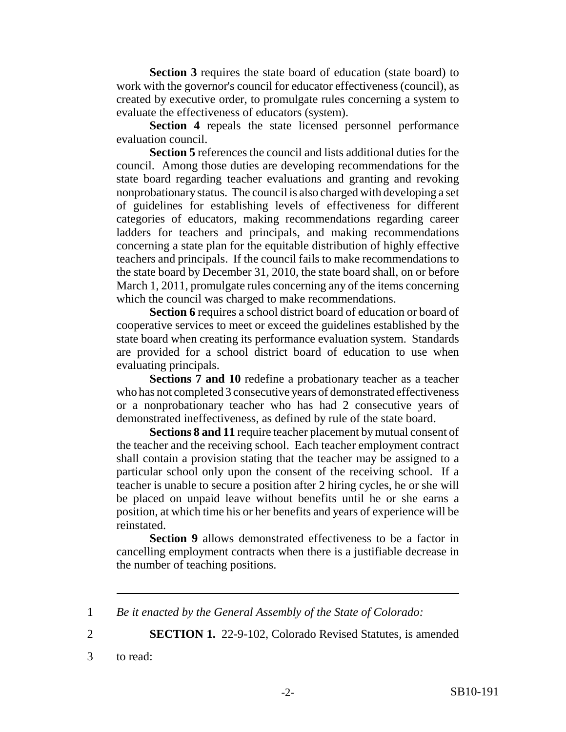**Section 3** requires the state board of education (state board) to work with the governor's council for educator effectiveness (council), as created by executive order, to promulgate rules concerning a system to evaluate the effectiveness of educators (system).

**Section 4** repeals the state licensed personnel performance evaluation council.

**Section 5** references the council and lists additional duties for the council. Among those duties are developing recommendations for the state board regarding teacher evaluations and granting and revoking nonprobationary status. The council is also charged with developing a set of guidelines for establishing levels of effectiveness for different categories of educators, making recommendations regarding career ladders for teachers and principals, and making recommendations concerning a state plan for the equitable distribution of highly effective teachers and principals. If the council fails to make recommendations to the state board by December 31, 2010, the state board shall, on or before March 1, 2011, promulgate rules concerning any of the items concerning which the council was charged to make recommendations.

**Section 6** requires a school district board of education or board of cooperative services to meet or exceed the guidelines established by the state board when creating its performance evaluation system. Standards are provided for a school district board of education to use when evaluating principals.

**Sections 7 and 10** redefine a probationary teacher as a teacher who has not completed 3 consecutive years of demonstrated effectiveness or a nonprobationary teacher who has had 2 consecutive years of demonstrated ineffectiveness, as defined by rule of the state board.

**Sections 8 and 11** require teacher placement by mutual consent of the teacher and the receiving school. Each teacher employment contract shall contain a provision stating that the teacher may be assigned to a particular school only upon the consent of the receiving school. If a teacher is unable to secure a position after 2 hiring cycles, he or she will be placed on unpaid leave without benefits until he or she earns a position, at which time his or her benefits and years of experience will be reinstated.

**Section 9** allows demonstrated effectiveness to be a factor in cancelling employment contracts when there is a justifiable decrease in the number of teaching positions.

---

1 *Be it enacted by the General Assembly of the State of Colorado:*

2 **SECTION 1.** 22-9-102, Colorado Revised Statutes, is amended

3 to read: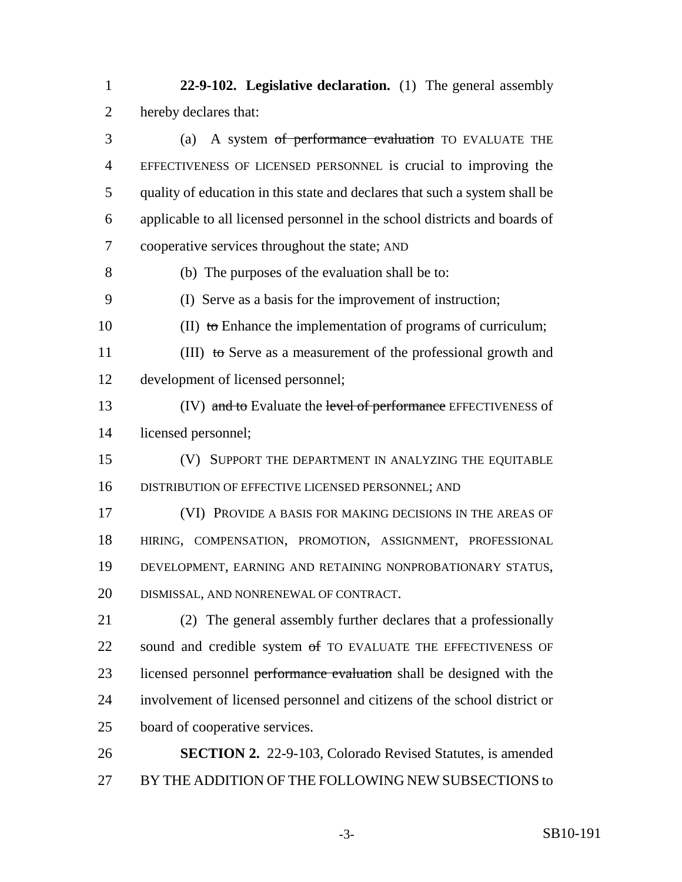**22-9-102. Legislative declaration.** (1) The general assembly hereby declares that:

(a) A system ~~of performance evaluation~~ TO EVALUATE THE EFFECTIVENESS OF LICENSED PERSONNEL is crucial to improving the quality of education in this state and declares that such a system shall be applicable to all licensed personnel in the school districts and boards of cooperative services throughout the state; AND

(b) The purposes of the evaluation shall be to:

(I) Serve as a basis for the improvement of instruction;

(II) ~~to~~ Enhance the implementation of programs of curriculum;

(III) ~~to~~ Serve as a measurement of the professional growth and development of licensed personnel;

(IV) ~~and to~~ Evaluate the ~~level of performance~~ EFFECTIVENESS of licensed personnel;

(V) SUPPORT THE DEPARTMENT IN ANALYZING THE EQUITABLE DISTRIBUTION OF EFFECTIVE LICENSED PERSONNEL; AND

(VI) PROVIDE A BASIS FOR MAKING DECISIONS IN THE AREAS OF HIRING, COMPENSATION, PROMOTION, ASSIGNMENT, PROFESSIONAL DEVELOPMENT, EARNING AND RETAINING NONPROBATIONARY STATUS, DISMISSAL, AND NONRENEWAL OF CONTRACT.

(2) The general assembly further declares that a professionally sound and credible system ~~of~~ TO EVALUATE THE EFFECTIVENESS OF licensed personnel ~~performance evaluation~~ shall be designed with the involvement of licensed personnel and citizens of the school district or board of cooperative services.

**SECTION 2.** 22-9-103, Colorado Revised Statutes, is amended BY THE ADDITION OF THE FOLLOWING NEW SUBSECTIONS to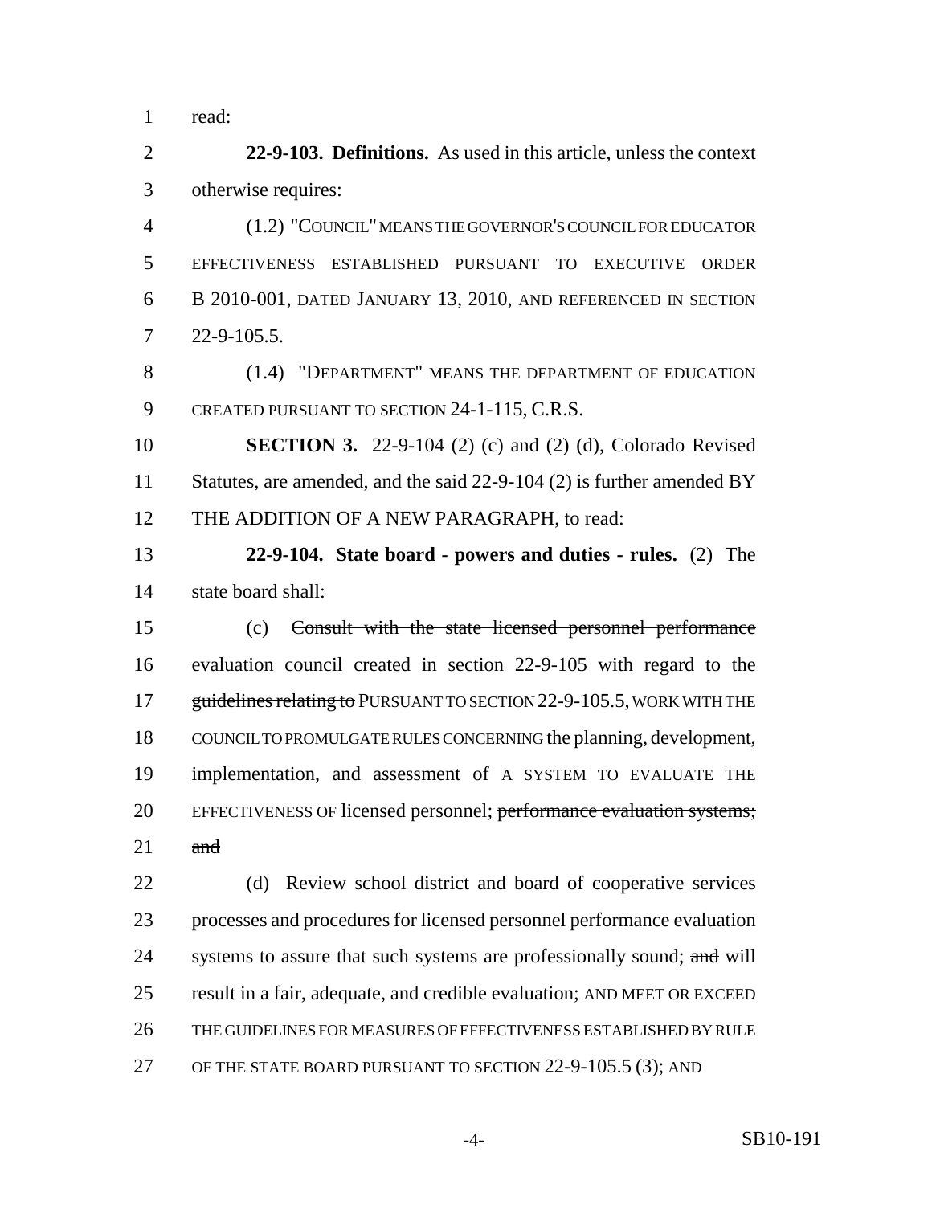read:

**22-9-103. Definitions.** As used in this article, unless the context otherwise requires:

(1.2) "COUNCIL" MEANS THE GOVERNOR'S COUNCIL FOR EDUCATOR EFFECTIVENESS ESTABLISHED PURSUANT TO EXECUTIVE ORDER B 2010-001, DATED JANUARY 13, 2010, AND REFERENCED IN SECTION 22-9-105.5.

(1.4) "DEPARTMENT" MEANS THE DEPARTMENT OF EDUCATION CREATED PURSUANT TO SECTION 24-1-115, C.R.S.

**SECTION 3.** 22-9-104 (2) (c) and (2) (d), Colorado Revised Statutes, are amended, and the said 22-9-104 (2) is further amended BY THE ADDITION OF A NEW PARAGRAPH, to read:

**22-9-104. State board - powers and duties - rules.** (2) The state board shall:

(c) ~~Consult with the state licensed personnel performance evaluation council created in section 22-9-105 with regard to the guidelines relating to~~ PURSUANT TO SECTION 22-9-105.5, WORK WITH THE COUNCIL TO PROMULGATE RULES CONCERNING the planning, development, implementation, and assessment of A SYSTEM TO EVALUATE THE EFFECTIVENESS OF licensed personnel; ~~performance evaluation systems; and~~

(d) Review school district and board of cooperative services processes and procedures for licensed personnel performance evaluation systems to assure that such systems are professionally sound; ~~and~~ will result in a fair, adequate, and credible evaluation; AND MEET OR EXCEED THE GUIDELINES FOR MEASURES OF EFFECTIVENESS ESTABLISHED BY RULE OF THE STATE BOARD PURSUANT TO SECTION 22-9-105.5 (3); AND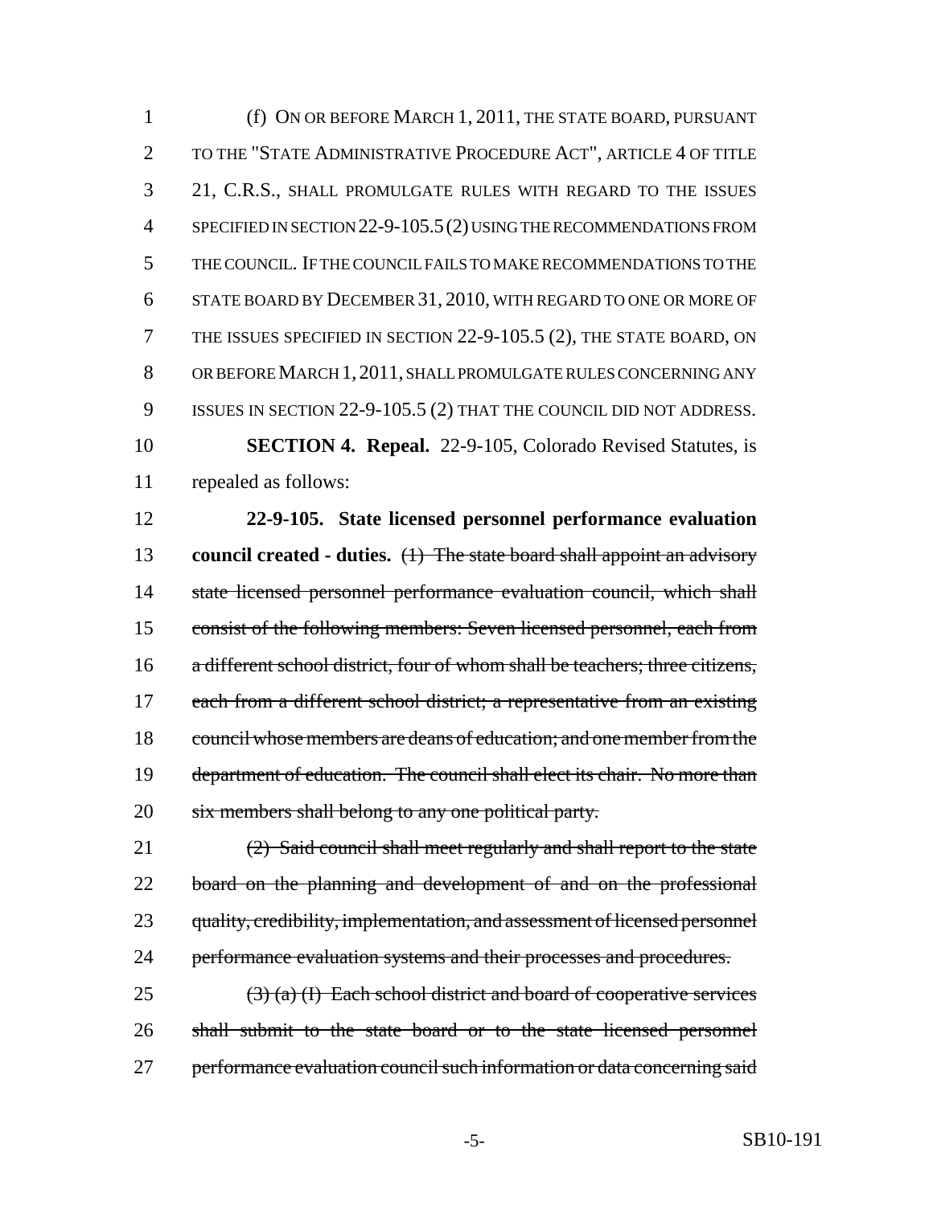(f) ON OR BEFORE MARCH 1, 2011, THE STATE BOARD, PURSUANT TO THE "STATE ADMINISTRATIVE PROCEDURE ACT", ARTICLE 4 OF TITLE 21, C.R.S., SHALL PROMULGATE RULES WITH REGARD TO THE ISSUES SPECIFIED IN SECTION 22-9-105.5 (2) USING THE RECOMMENDATIONS FROM THE COUNCIL. IF THE COUNCIL FAILS TO MAKE RECOMMENDATIONS TO THE STATE BOARD BY DECEMBER 31, 2010, WITH REGARD TO ONE OR MORE OF THE ISSUES SPECIFIED IN SECTION 22-9-105.5 (2), THE STATE BOARD, ON OR BEFORE MARCH 1, 2011, SHALL PROMULGATE RULES CONCERNING ANY ISSUES IN SECTION 22-9-105.5 (2) THAT THE COUNCIL DID NOT ADDRESS.

**SECTION 4. Repeal.** 22-9-105, Colorado Revised Statutes, is repealed as follows:

**22-9-105. State licensed personnel performance evaluation council created - duties.** ~~(1) The state board shall appoint an advisory state licensed personnel performance evaluation council, which shall consist of the following members: Seven licensed personnel, each from a different school district, four of whom shall be teachers; three citizens, each from a different school district; a representative from an existing council whose members are deans of education; and one member from the department of education. The council shall elect its chair. No more than six members shall belong to any one political party.~~

~~(2) Said council shall meet regularly and shall report to the state board on the planning and development of and on the professional quality, credibility, implementation, and assessment of licensed personnel performance evaluation systems and their processes and procedures.~~

~~(3) (a) (I) Each school district and board of cooperative services shall submit to the state board or to the state licensed personnel performance evaluation council such information or data concerning said~~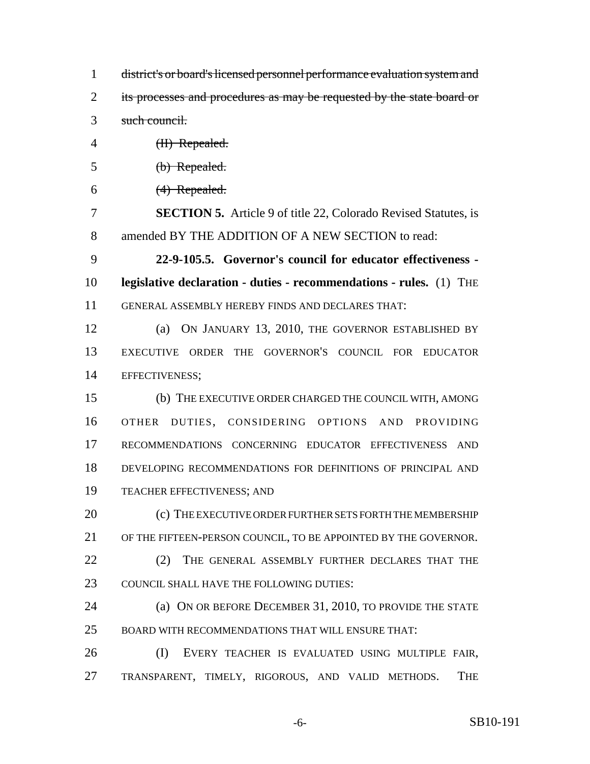~~district's or board's licensed personnel performance evaluation system and its processes and procedures as may be requested by the state board or such council.~~

~~(II) Repealed.~~

~~(b) Repealed.~~

~~(4) Repealed.~~

**SECTION 5.** Article 9 of title 22, Colorado Revised Statutes, is amended BY THE ADDITION OF A NEW SECTION to read:

**22-9-105.5. Governor's council for educator effectiveness - legislative declaration - duties - recommendations - rules.** (1) THE GENERAL ASSEMBLY HEREBY FINDS AND DECLARES THAT:

(a) ON JANUARY 13, 2010, THE GOVERNOR ESTABLISHED BY EXECUTIVE ORDER THE GOVERNOR'S COUNCIL FOR EDUCATOR EFFECTIVENESS;

(b) THE EXECUTIVE ORDER CHARGED THE COUNCIL WITH, AMONG OTHER DUTIES, CONSIDERING OPTIONS AND PROVIDING RECOMMENDATIONS CONCERNING EDUCATOR EFFECTIVENESS AND DEVELOPING RECOMMENDATIONS FOR DEFINITIONS OF PRINCIPAL AND TEACHER EFFECTIVENESS; AND

(c) THE EXECUTIVE ORDER FURTHER SETS FORTH THE MEMBERSHIP OF THE FIFTEEN-PERSON COUNCIL, TO BE APPOINTED BY THE GOVERNOR.

(2) THE GENERAL ASSEMBLY FURTHER DECLARES THAT THE COUNCIL SHALL HAVE THE FOLLOWING DUTIES:

(a) ON OR BEFORE DECEMBER 31, 2010, TO PROVIDE THE STATE BOARD WITH RECOMMENDATIONS THAT WILL ENSURE THAT:

(I) EVERY TEACHER IS EVALUATED USING MULTIPLE FAIR, TRANSPARENT, TIMELY, RIGOROUS, AND VALID METHODS. THE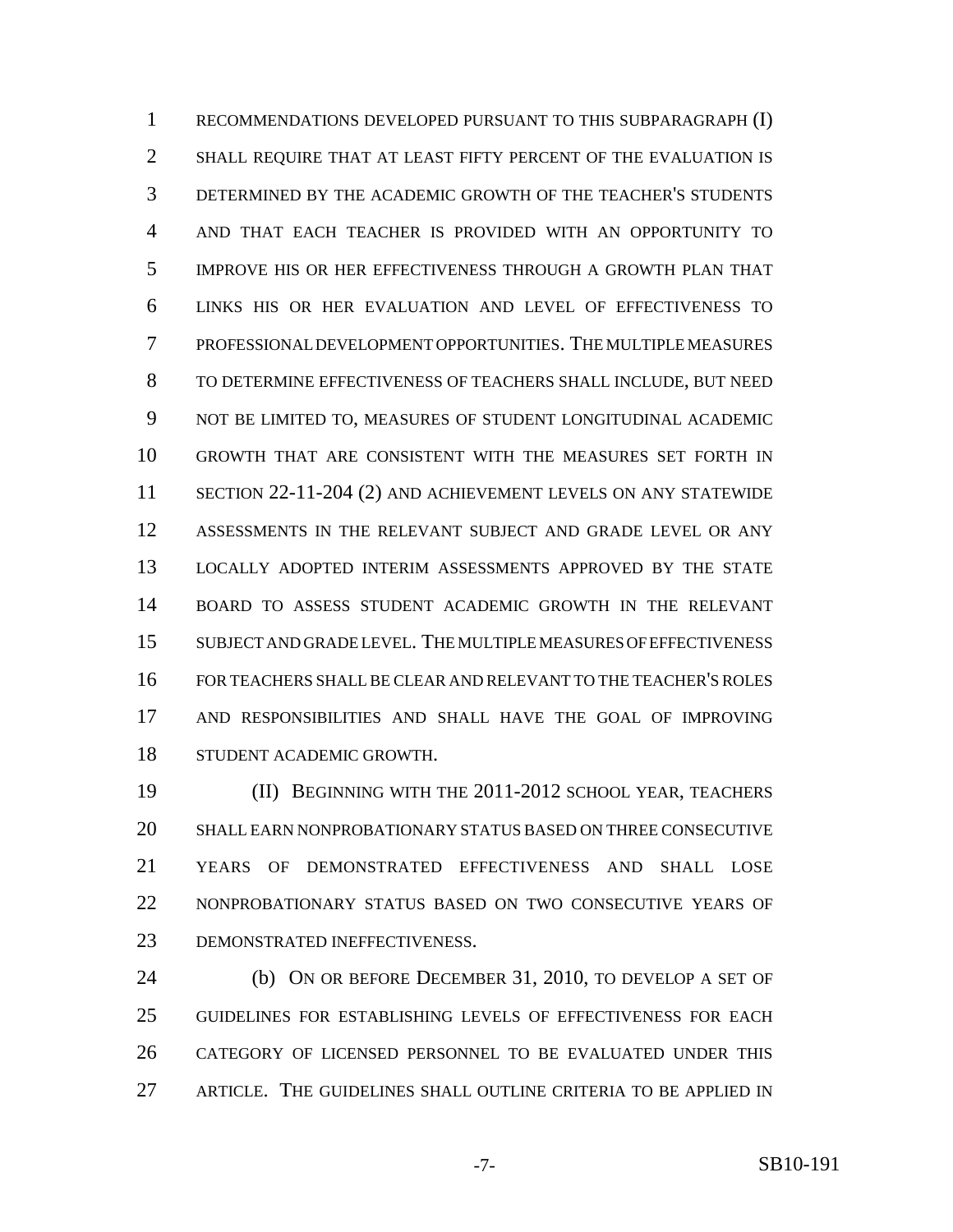RECOMMENDATIONS DEVELOPED PURSUANT TO THIS SUBPARAGRAPH (I) SHALL REQUIRE THAT AT LEAST FIFTY PERCENT OF THE EVALUATION IS DETERMINED BY THE ACADEMIC GROWTH OF THE TEACHER'S STUDENTS AND THAT EACH TEACHER IS PROVIDED WITH AN OPPORTUNITY TO IMPROVE HIS OR HER EFFECTIVENESS THROUGH A GROWTH PLAN THAT LINKS HIS OR HER EVALUATION AND LEVEL OF EFFECTIVENESS TO PROFESSIONAL DEVELOPMENT OPPORTUNITIES. THE MULTIPLE MEASURES TO DETERMINE EFFECTIVENESS OF TEACHERS SHALL INCLUDE, BUT NEED NOT BE LIMITED TO, MEASURES OF STUDENT LONGITUDINAL ACADEMIC GROWTH THAT ARE CONSISTENT WITH THE MEASURES SET FORTH IN SECTION 22-11-204 (2) AND ACHIEVEMENT LEVELS ON ANY STATEWIDE ASSESSMENTS IN THE RELEVANT SUBJECT AND GRADE LEVEL OR ANY LOCALLY ADOPTED INTERIM ASSESSMENTS APPROVED BY THE STATE BOARD TO ASSESS STUDENT ACADEMIC GROWTH IN THE RELEVANT SUBJECT AND GRADE LEVEL. THE MULTIPLE MEASURES OF EFFECTIVENESS FOR TEACHERS SHALL BE CLEAR AND RELEVANT TO THE TEACHER'S ROLES AND RESPONSIBILITIES AND SHALL HAVE THE GOAL OF IMPROVING STUDENT ACADEMIC GROWTH.

(II) BEGINNING WITH THE 2011-2012 SCHOOL YEAR, TEACHERS SHALL EARN NONPROBATIONARY STATUS BASED ON THREE CONSECUTIVE YEARS OF DEMONSTRATED EFFECTIVENESS AND SHALL LOSE NONPROBATIONARY STATUS BASED ON TWO CONSECUTIVE YEARS OF DEMONSTRATED INEFFECTIVENESS.

(b) ON OR BEFORE DECEMBER 31, 2010, TO DEVELOP A SET OF GUIDELINES FOR ESTABLISHING LEVELS OF EFFECTIVENESS FOR EACH CATEGORY OF LICENSED PERSONNEL TO BE EVALUATED UNDER THIS ARTICLE. THE GUIDELINES SHALL OUTLINE CRITERIA TO BE APPLIED IN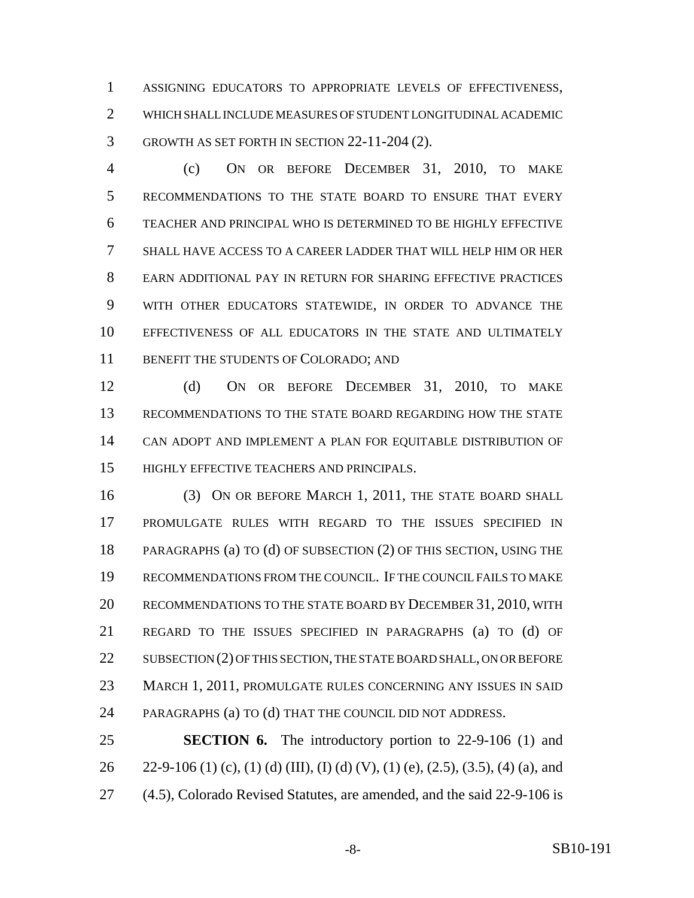ASSIGNING EDUCATORS TO APPROPRIATE LEVELS OF EFFECTIVENESS, WHICH SHALL INCLUDE MEASURES OF STUDENT LONGITUDINAL ACADEMIC GROWTH AS SET FORTH IN SECTION 22-11-204 (2).

(c) ON OR BEFORE DECEMBER 31, 2010, TO MAKE RECOMMENDATIONS TO THE STATE BOARD TO ENSURE THAT EVERY TEACHER AND PRINCIPAL WHO IS DETERMINED TO BE HIGHLY EFFECTIVE SHALL HAVE ACCESS TO A CAREER LADDER THAT WILL HELP HIM OR HER EARN ADDITIONAL PAY IN RETURN FOR SHARING EFFECTIVE PRACTICES WITH OTHER EDUCATORS STATEWIDE, IN ORDER TO ADVANCE THE EFFECTIVENESS OF ALL EDUCATORS IN THE STATE AND ULTIMATELY BENEFIT THE STUDENTS OF COLORADO; AND

(d) ON OR BEFORE DECEMBER 31, 2010, TO MAKE RECOMMENDATIONS TO THE STATE BOARD REGARDING HOW THE STATE CAN ADOPT AND IMPLEMENT A PLAN FOR EQUITABLE DISTRIBUTION OF HIGHLY EFFECTIVE TEACHERS AND PRINCIPALS.

(3) ON OR BEFORE MARCH 1, 2011, THE STATE BOARD SHALL PROMULGATE RULES WITH REGARD TO THE ISSUES SPECIFIED IN PARAGRAPHS (a) TO (d) OF SUBSECTION (2) OF THIS SECTION, USING THE RECOMMENDATIONS FROM THE COUNCIL. IF THE COUNCIL FAILS TO MAKE RECOMMENDATIONS TO THE STATE BOARD BY DECEMBER 31, 2010, WITH REGARD TO THE ISSUES SPECIFIED IN PARAGRAPHS (a) TO (d) OF SUBSECTION (2) OF THIS SECTION, THE STATE BOARD SHALL, ON OR BEFORE MARCH 1, 2011, PROMULGATE RULES CONCERNING ANY ISSUES IN SAID PARAGRAPHS (a) TO (d) THAT THE COUNCIL DID NOT ADDRESS.

**SECTION 6.** The introductory portion to 22-9-106 (1) and 22-9-106 (1) (c), (1) (d) (III), (I) (d) (V), (1) (e), (2.5), (3.5), (4) (a), and (4.5), Colorado Revised Statutes, are amended, and the said 22-9-106 is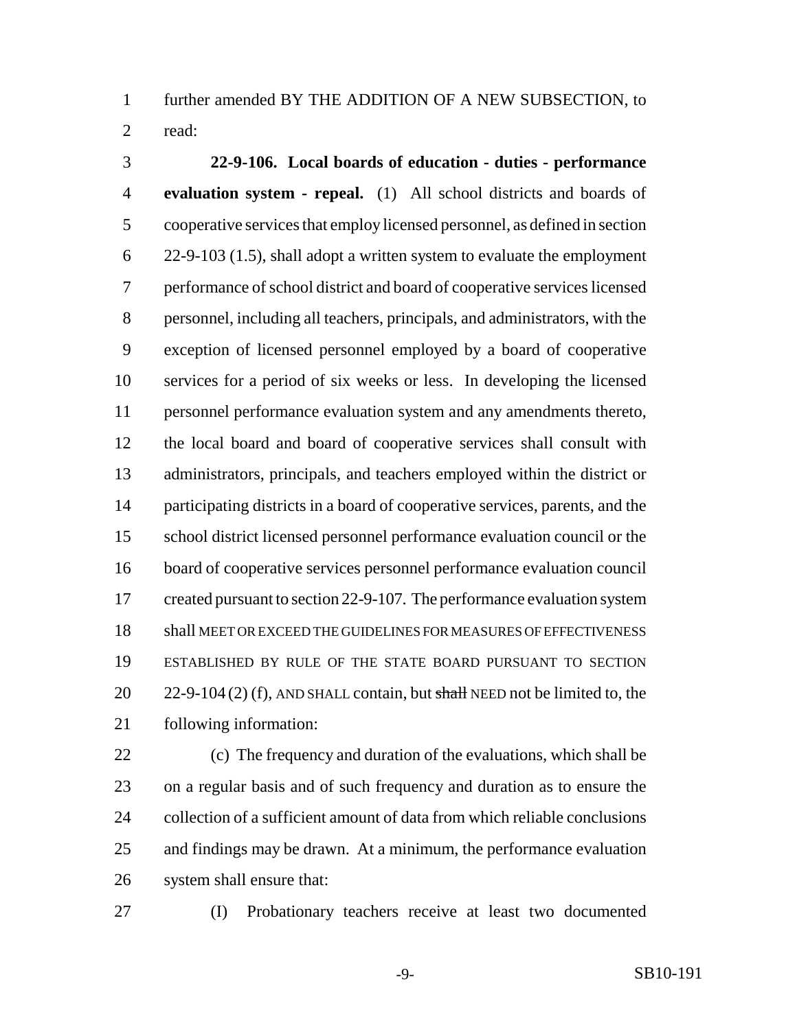further amended BY THE ADDITION OF A NEW SUBSECTION, to read:

**22-9-106. Local boards of education - duties - performance evaluation system - repeal.** (1) All school districts and boards of cooperative services that employ licensed personnel, as defined in section 22-9-103 (1.5), shall adopt a written system to evaluate the employment performance of school district and board of cooperative services licensed personnel, including all teachers, principals, and administrators, with the exception of licensed personnel employed by a board of cooperative services for a period of six weeks or less. In developing the licensed personnel performance evaluation system and any amendments thereto, the local board and board of cooperative services shall consult with administrators, principals, and teachers employed within the district or participating districts in a board of cooperative services, parents, and the school district licensed personnel performance evaluation council or the board of cooperative services personnel performance evaluation council created pursuant to section 22-9-107. The performance evaluation system shall MEET OR EXCEED THE GUIDELINES FOR MEASURES OF EFFECTIVENESS ESTABLISHED BY RULE OF THE STATE BOARD PURSUANT TO SECTION 22-9-104 (2) (f), AND SHALL contain, but ~~shall~~ NEED not be limited to, the following information:

(c) The frequency and duration of the evaluations, which shall be on a regular basis and of such frequency and duration as to ensure the collection of a sufficient amount of data from which reliable conclusions and findings may be drawn. At a minimum, the performance evaluation system shall ensure that:

(I) Probationary teachers receive at least two documented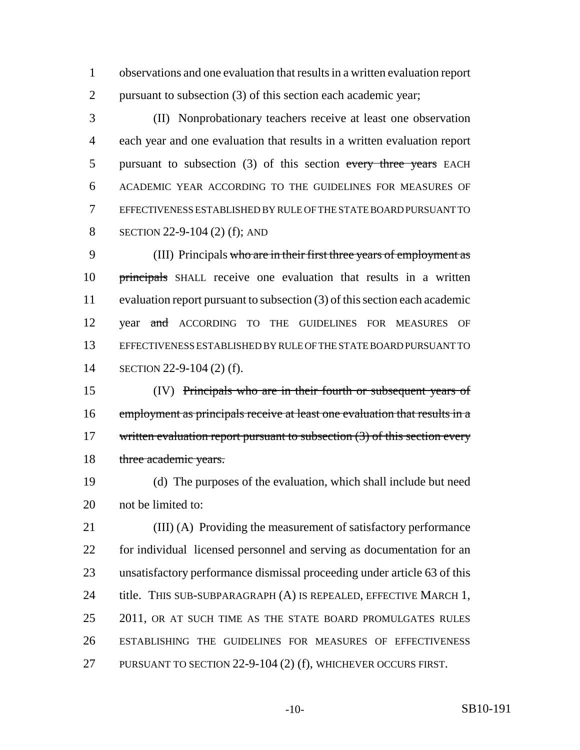observations and one evaluation that results in a written evaluation report pursuant to subsection (3) of this section each academic year;

(II) Nonprobationary teachers receive at least one observation each year and one evaluation that results in a written evaluation report pursuant to subsection (3) of this section ~~every three years~~ EACH ACADEMIC YEAR ACCORDING TO THE GUIDELINES FOR MEASURES OF EFFECTIVENESS ESTABLISHED BY RULE OF THE STATE BOARD PURSUANT TO SECTION 22-9-104 (2) (f); AND

(III) Principals ~~who are in their first three years of employment as principals~~ SHALL receive one evaluation that results in a written evaluation report pursuant to subsection (3) of this section each academic year ~~and~~ ACCORDING TO THE GUIDELINES FOR MEASURES OF EFFECTIVENESS ESTABLISHED BY RULE OF THE STATE BOARD PURSUANT TO SECTION 22-9-104 (2) (f).

(IV) ~~Principals who are in their fourth or subsequent years of employment as principals receive at least one evaluation that results in a written evaluation report pursuant to subsection (3) of this section every three academic years.~~

(d) The purposes of the evaluation, which shall include but need not be limited to:

(III) (A) Providing the measurement of satisfactory performance for individual licensed personnel and serving as documentation for an unsatisfactory performance dismissal proceeding under article 63 of this title. THIS SUB-SUBPARAGRAPH (A) IS REPEALED, EFFECTIVE MARCH 1, 2011, OR AT SUCH TIME AS THE STATE BOARD PROMULGATES RULES ESTABLISHING THE GUIDELINES FOR MEASURES OF EFFECTIVENESS PURSUANT TO SECTION 22-9-104 (2) (f), WHICHEVER OCCURS FIRST.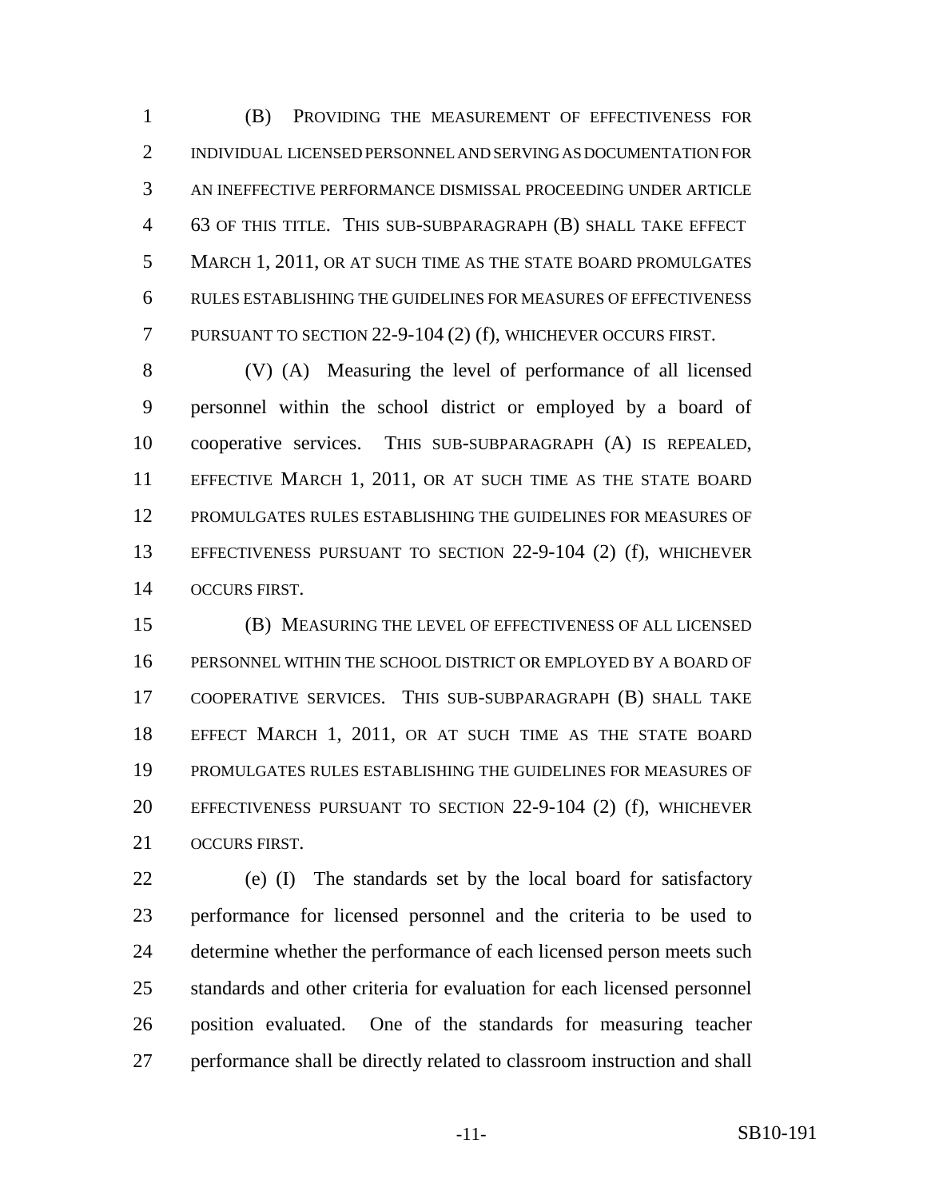(B) PROVIDING THE MEASUREMENT OF EFFECTIVENESS FOR INDIVIDUAL LICENSED PERSONNEL AND SERVING AS DOCUMENTATION FOR AN INEFFECTIVE PERFORMANCE DISMISSAL PROCEEDING UNDER ARTICLE 63 OF THIS TITLE. THIS SUB-SUBPARAGRAPH (B) SHALL TAKE EFFECT MARCH 1, 2011, OR AT SUCH TIME AS THE STATE BOARD PROMULGATES RULES ESTABLISHING THE GUIDELINES FOR MEASURES OF EFFECTIVENESS PURSUANT TO SECTION 22-9-104 (2) (f), WHICHEVER OCCURS FIRST.

(V) (A) Measuring the level of performance of all licensed personnel within the school district or employed by a board of cooperative services. THIS SUB-SUBPARAGRAPH (A) IS REPEALED, EFFECTIVE MARCH 1, 2011, OR AT SUCH TIME AS THE STATE BOARD PROMULGATES RULES ESTABLISHING THE GUIDELINES FOR MEASURES OF EFFECTIVENESS PURSUANT TO SECTION 22-9-104 (2) (f), WHICHEVER OCCURS FIRST.

(B) MEASURING THE LEVEL OF EFFECTIVENESS OF ALL LICENSED PERSONNEL WITHIN THE SCHOOL DISTRICT OR EMPLOYED BY A BOARD OF COOPERATIVE SERVICES. THIS SUB-SUBPARAGRAPH (B) SHALL TAKE EFFECT MARCH 1, 2011, OR AT SUCH TIME AS THE STATE BOARD PROMULGATES RULES ESTABLISHING THE GUIDELINES FOR MEASURES OF EFFECTIVENESS PURSUANT TO SECTION 22-9-104 (2) (f), WHICHEVER OCCURS FIRST.

(e) (I) The standards set by the local board for satisfactory performance for licensed personnel and the criteria to be used to determine whether the performance of each licensed person meets such standards and other criteria for evaluation for each licensed personnel position evaluated. One of the standards for measuring teacher performance shall be directly related to classroom instruction and shall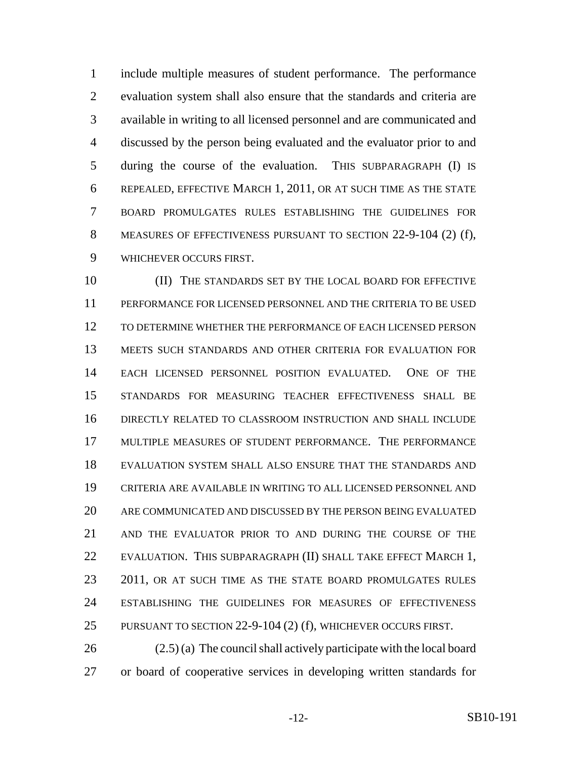include multiple measures of student performance. The performance evaluation system shall also ensure that the standards and criteria are available in writing to all licensed personnel and are communicated and discussed by the person being evaluated and the evaluator prior to and during the course of the evaluation. THIS SUBPARAGRAPH (I) IS REPEALED, EFFECTIVE MARCH 1, 2011, OR AT SUCH TIME AS THE STATE BOARD PROMULGATES RULES ESTABLISHING THE GUIDELINES FOR MEASURES OF EFFECTIVENESS PURSUANT TO SECTION 22-9-104 (2) (f), WHICHEVER OCCURS FIRST.

(II) THE STANDARDS SET BY THE LOCAL BOARD FOR EFFECTIVE PERFORMANCE FOR LICENSED PERSONNEL AND THE CRITERIA TO BE USED TO DETERMINE WHETHER THE PERFORMANCE OF EACH LICENSED PERSON MEETS SUCH STANDARDS AND OTHER CRITERIA FOR EVALUATION FOR EACH LICENSED PERSONNEL POSITION EVALUATED. ONE OF THE STANDARDS FOR MEASURING TEACHER EFFECTIVENESS SHALL BE DIRECTLY RELATED TO CLASSROOM INSTRUCTION AND SHALL INCLUDE MULTIPLE MEASURES OF STUDENT PERFORMANCE. THE PERFORMANCE EVALUATION SYSTEM SHALL ALSO ENSURE THAT THE STANDARDS AND CRITERIA ARE AVAILABLE IN WRITING TO ALL LICENSED PERSONNEL AND ARE COMMUNICATED AND DISCUSSED BY THE PERSON BEING EVALUATED AND THE EVALUATOR PRIOR TO AND DURING THE COURSE OF THE EVALUATION. THIS SUBPARAGRAPH (II) SHALL TAKE EFFECT MARCH 1, 2011, OR AT SUCH TIME AS THE STATE BOARD PROMULGATES RULES ESTABLISHING THE GUIDELINES FOR MEASURES OF EFFECTIVENESS PURSUANT TO SECTION 22-9-104 (2) (f), WHICHEVER OCCURS FIRST.

(2.5) (a) The council shall actively participate with the local board or board of cooperative services in developing written standards for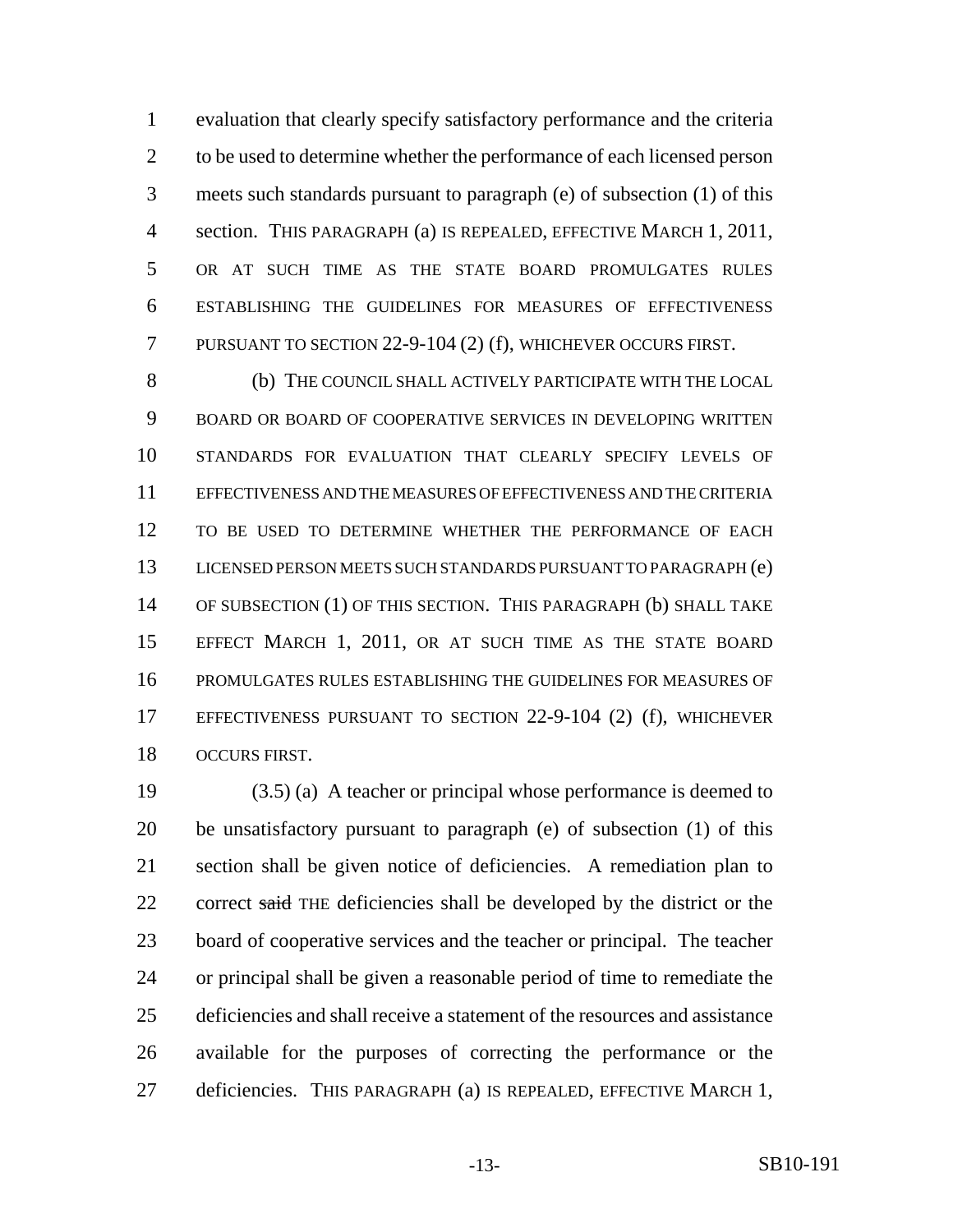evaluation that clearly specify satisfactory performance and the criteria to be used to determine whether the performance of each licensed person meets such standards pursuant to paragraph (e) of subsection (1) of this section. THIS PARAGRAPH (a) IS REPEALED, EFFECTIVE MARCH 1, 2011, OR AT SUCH TIME AS THE STATE BOARD PROMULGATES RULES ESTABLISHING THE GUIDELINES FOR MEASURES OF EFFECTIVENESS PURSUANT TO SECTION 22-9-104 (2) (f), WHICHEVER OCCURS FIRST.

(b) THE COUNCIL SHALL ACTIVELY PARTICIPATE WITH THE LOCAL BOARD OR BOARD OF COOPERATIVE SERVICES IN DEVELOPING WRITTEN STANDARDS FOR EVALUATION THAT CLEARLY SPECIFY LEVELS OF EFFECTIVENESS AND THE MEASURES OF EFFECTIVENESS AND THE CRITERIA TO BE USED TO DETERMINE WHETHER THE PERFORMANCE OF EACH LICENSED PERSON MEETS SUCH STANDARDS PURSUANT TO PARAGRAPH (e) OF SUBSECTION (1) OF THIS SECTION. THIS PARAGRAPH (b) SHALL TAKE EFFECT MARCH 1, 2011, OR AT SUCH TIME AS THE STATE BOARD PROMULGATES RULES ESTABLISHING THE GUIDELINES FOR MEASURES OF EFFECTIVENESS PURSUANT TO SECTION 22-9-104 (2) (f), WHICHEVER OCCURS FIRST.

(3.5) (a) A teacher or principal whose performance is deemed to be unsatisfactory pursuant to paragraph (e) of subsection (1) of this section shall be given notice of deficiencies. A remediation plan to correct ~~said~~ THE deficiencies shall be developed by the district or the board of cooperative services and the teacher or principal. The teacher or principal shall be given a reasonable period of time to remediate the deficiencies and shall receive a statement of the resources and assistance available for the purposes of correcting the performance or the deficiencies. THIS PARAGRAPH (a) IS REPEALED, EFFECTIVE MARCH 1,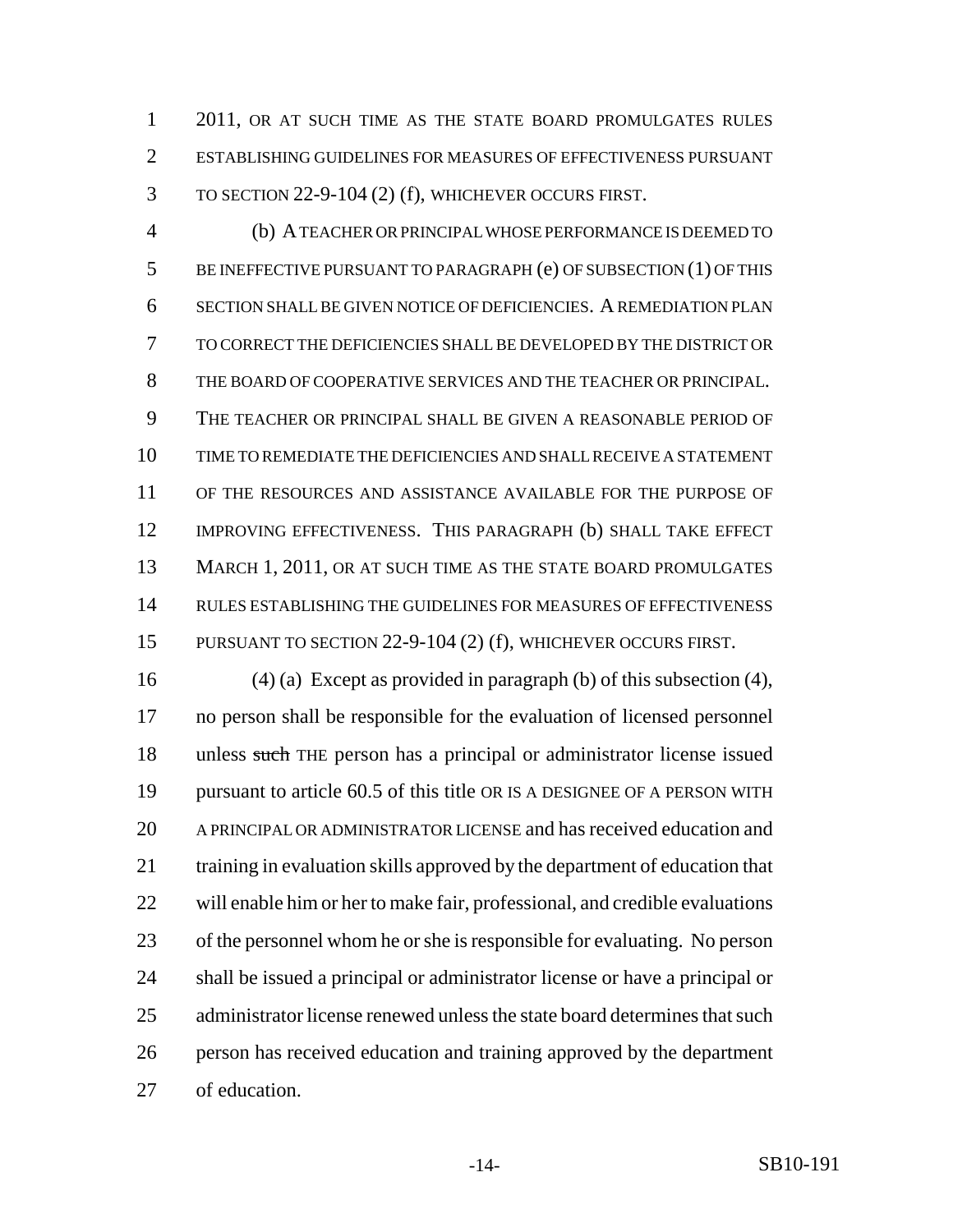2011, OR AT SUCH TIME AS THE STATE BOARD PROMULGATES RULES ESTABLISHING GUIDELINES FOR MEASURES OF EFFECTIVENESS PURSUANT TO SECTION 22-9-104 (2) (f), WHICHEVER OCCURS FIRST.

(b) A TEACHER OR PRINCIPAL WHOSE PERFORMANCE IS DEEMED TO BE INEFFECTIVE PURSUANT TO PARAGRAPH (e) OF SUBSECTION (1) OF THIS SECTION SHALL BE GIVEN NOTICE OF DEFICIENCIES. A REMEDIATION PLAN TO CORRECT THE DEFICIENCIES SHALL BE DEVELOPED BY THE DISTRICT OR THE BOARD OF COOPERATIVE SERVICES AND THE TEACHER OR PRINCIPAL. THE TEACHER OR PRINCIPAL SHALL BE GIVEN A REASONABLE PERIOD OF TIME TO REMEDIATE THE DEFICIENCIES AND SHALL RECEIVE A STATEMENT OF THE RESOURCES AND ASSISTANCE AVAILABLE FOR THE PURPOSE OF IMPROVING EFFECTIVENESS. THIS PARAGRAPH (b) SHALL TAKE EFFECT MARCH 1, 2011, OR AT SUCH TIME AS THE STATE BOARD PROMULGATES RULES ESTABLISHING THE GUIDELINES FOR MEASURES OF EFFECTIVENESS PURSUANT TO SECTION 22-9-104 (2) (f), WHICHEVER OCCURS FIRST.

(4) (a) Except as provided in paragraph (b) of this subsection (4), no person shall be responsible for the evaluation of licensed personnel unless ~~such~~ THE person has a principal or administrator license issued pursuant to article 60.5 of this title OR IS A DESIGNEE OF A PERSON WITH A PRINCIPAL OR ADMINISTRATOR LICENSE and has received education and training in evaluation skills approved by the department of education that will enable him or her to make fair, professional, and credible evaluations of the personnel whom he or she is responsible for evaluating. No person shall be issued a principal or administrator license or have a principal or administrator license renewed unless the state board determines that such person has received education and training approved by the department of education.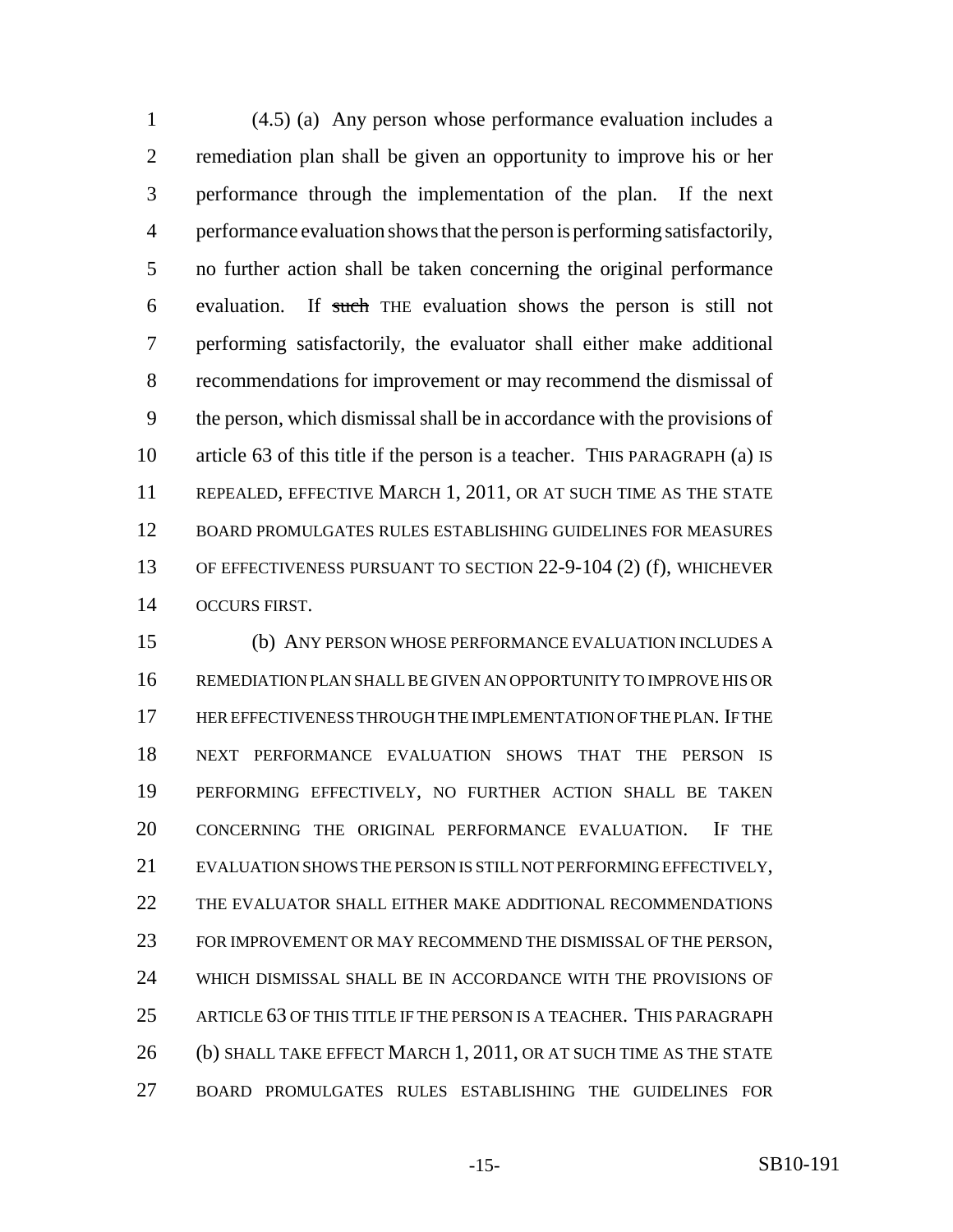(4.5) (a) Any person whose performance evaluation includes a remediation plan shall be given an opportunity to improve his or her performance through the implementation of the plan. If the next performance evaluation shows that the person is performing satisfactorily, no further action shall be taken concerning the original performance evaluation. If ~~such~~ THE evaluation shows the person is still not performing satisfactorily, the evaluator shall either make additional recommendations for improvement or may recommend the dismissal of the person, which dismissal shall be in accordance with the provisions of article 63 of this title if the person is a teacher. THIS PARAGRAPH (a) IS REPEALED, EFFECTIVE MARCH 1, 2011, OR AT SUCH TIME AS THE STATE BOARD PROMULGATES RULES ESTABLISHING GUIDELINES FOR MEASURES OF EFFECTIVENESS PURSUANT TO SECTION 22-9-104 (2) (f), WHICHEVER OCCURS FIRST.

(b) ANY PERSON WHOSE PERFORMANCE EVALUATION INCLUDES A REMEDIATION PLAN SHALL BE GIVEN AN OPPORTUNITY TO IMPROVE HIS OR HER EFFECTIVENESS THROUGH THE IMPLEMENTATION OF THE PLAN. IF THE NEXT PERFORMANCE EVALUATION SHOWS THAT THE PERSON IS PERFORMING EFFECTIVELY, NO FURTHER ACTION SHALL BE TAKEN CONCERNING THE ORIGINAL PERFORMANCE EVALUATION. IF THE EVALUATION SHOWS THE PERSON IS STILL NOT PERFORMING EFFECTIVELY, THE EVALUATOR SHALL EITHER MAKE ADDITIONAL RECOMMENDATIONS FOR IMPROVEMENT OR MAY RECOMMEND THE DISMISSAL OF THE PERSON, WHICH DISMISSAL SHALL BE IN ACCORDANCE WITH THE PROVISIONS OF ARTICLE 63 OF THIS TITLE IF THE PERSON IS A TEACHER. THIS PARAGRAPH (b) SHALL TAKE EFFECT MARCH 1, 2011, OR AT SUCH TIME AS THE STATE BOARD PROMULGATES RULES ESTABLISHING THE GUIDELINES FOR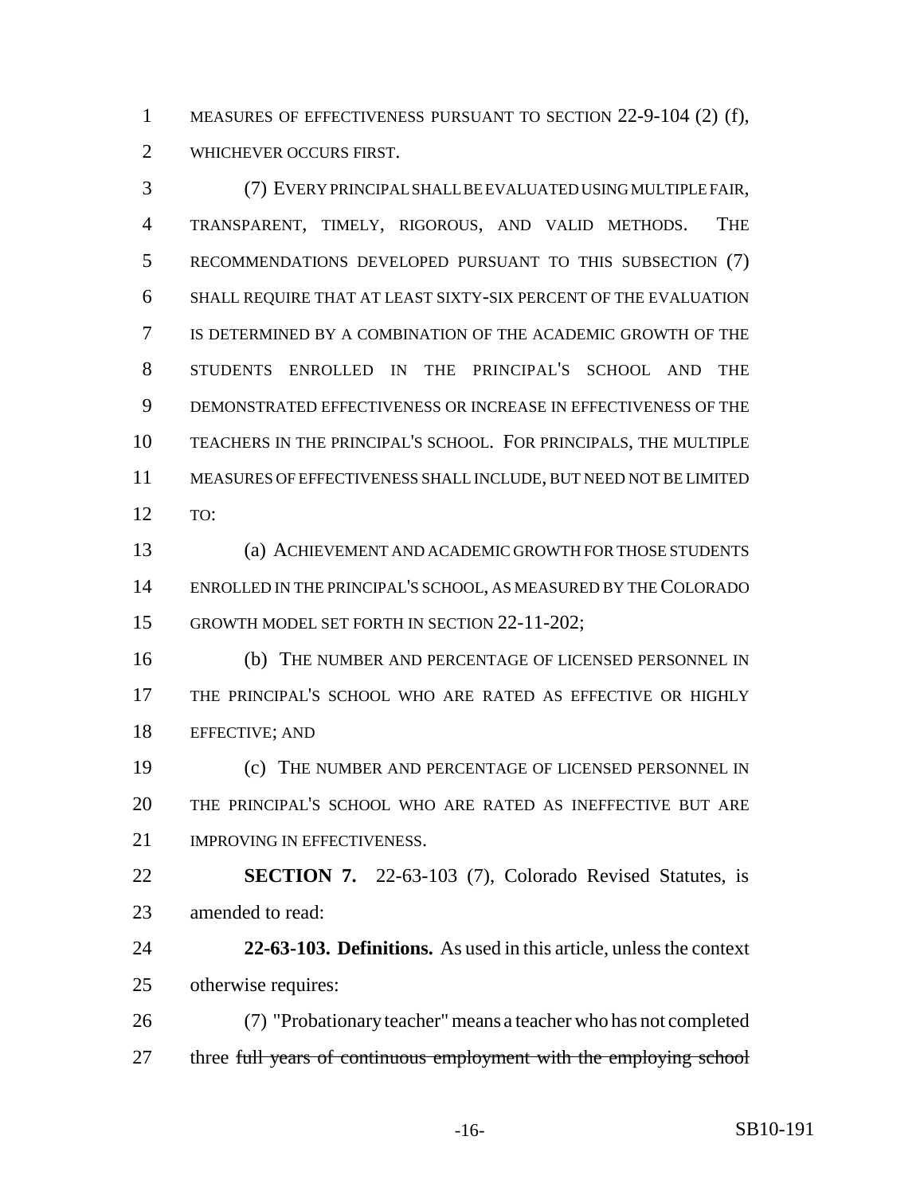MEASURES OF EFFECTIVENESS PURSUANT TO SECTION 22-9-104 (2) (f), WHICHEVER OCCURS FIRST.

(7) EVERY PRINCIPAL SHALL BE EVALUATED USING MULTIPLE FAIR, TRANSPARENT, TIMELY, RIGOROUS, AND VALID METHODS. THE RECOMMENDATIONS DEVELOPED PURSUANT TO THIS SUBSECTION (7) SHALL REQUIRE THAT AT LEAST SIXTY-SIX PERCENT OF THE EVALUATION IS DETERMINED BY A COMBINATION OF THE ACADEMIC GROWTH OF THE STUDENTS ENROLLED IN THE PRINCIPAL'S SCHOOL AND THE DEMONSTRATED EFFECTIVENESS OR INCREASE IN EFFECTIVENESS OF THE TEACHERS IN THE PRINCIPAL'S SCHOOL. FOR PRINCIPALS, THE MULTIPLE MEASURES OF EFFECTIVENESS SHALL INCLUDE, BUT NEED NOT BE LIMITED TO:

(a) ACHIEVEMENT AND ACADEMIC GROWTH FOR THOSE STUDENTS ENROLLED IN THE PRINCIPAL'S SCHOOL, AS MEASURED BY THE COLORADO GROWTH MODEL SET FORTH IN SECTION 22-11-202;

(b) THE NUMBER AND PERCENTAGE OF LICENSED PERSONNEL IN THE PRINCIPAL'S SCHOOL WHO ARE RATED AS EFFECTIVE OR HIGHLY EFFECTIVE; AND

(c) THE NUMBER AND PERCENTAGE OF LICENSED PERSONNEL IN THE PRINCIPAL'S SCHOOL WHO ARE RATED AS INEFFECTIVE BUT ARE IMPROVING IN EFFECTIVENESS.

**SECTION 7.** 22-63-103 (7), Colorado Revised Statutes, is amended to read:

**22-63-103. Definitions.** As used in this article, unless the context otherwise requires:

(7) "Probationary teacher" means a teacher who has not completed three ~~full years of continuous employment with the employing school~~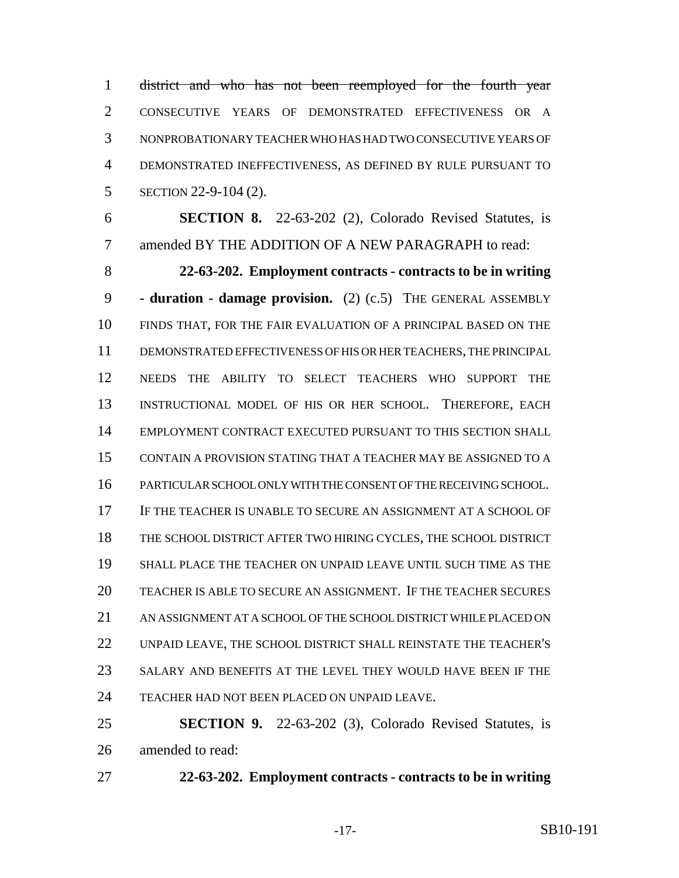~~district and who has not been reemployed for the fourth year~~ CONSECUTIVE YEARS OF DEMONSTRATED EFFECTIVENESS OR A NONPROBATIONARY TEACHER WHO HAS HAD TWO CONSECUTIVE YEARS OF DEMONSTRATED INEFFECTIVENESS, AS DEFINED BY RULE PURSUANT TO SECTION 22-9-104 (2).

**SECTION 8.** 22-63-202 (2), Colorado Revised Statutes, is amended BY THE ADDITION OF A NEW PARAGRAPH to read:

**22-63-202. Employment contracts - contracts to be in writing - duration - damage provision.** (2) (c.5) THE GENERAL ASSEMBLY FINDS THAT, FOR THE FAIR EVALUATION OF A PRINCIPAL BASED ON THE DEMONSTRATED EFFECTIVENESS OF HIS OR HER TEACHERS, THE PRINCIPAL NEEDS THE ABILITY TO SELECT TEACHERS WHO SUPPORT THE INSTRUCTIONAL MODEL OF HIS OR HER SCHOOL. THEREFORE, EACH EMPLOYMENT CONTRACT EXECUTED PURSUANT TO THIS SECTION SHALL CONTAIN A PROVISION STATING THAT A TEACHER MAY BE ASSIGNED TO A PARTICULAR SCHOOL ONLY WITH THE CONSENT OF THE RECEIVING SCHOOL. IF THE TEACHER IS UNABLE TO SECURE AN ASSIGNMENT AT A SCHOOL OF THE SCHOOL DISTRICT AFTER TWO HIRING CYCLES, THE SCHOOL DISTRICT SHALL PLACE THE TEACHER ON UNPAID LEAVE UNTIL SUCH TIME AS THE TEACHER IS ABLE TO SECURE AN ASSIGNMENT. IF THE TEACHER SECURES AN ASSIGNMENT AT A SCHOOL OF THE SCHOOL DISTRICT WHILE PLACED ON UNPAID LEAVE, THE SCHOOL DISTRICT SHALL REINSTATE THE TEACHER'S SALARY AND BENEFITS AT THE LEVEL THEY WOULD HAVE BEEN IF THE TEACHER HAD NOT BEEN PLACED ON UNPAID LEAVE.

**SECTION 9.** 22-63-202 (3), Colorado Revised Statutes, is amended to read:

**22-63-202. Employment contracts - contracts to be in writing**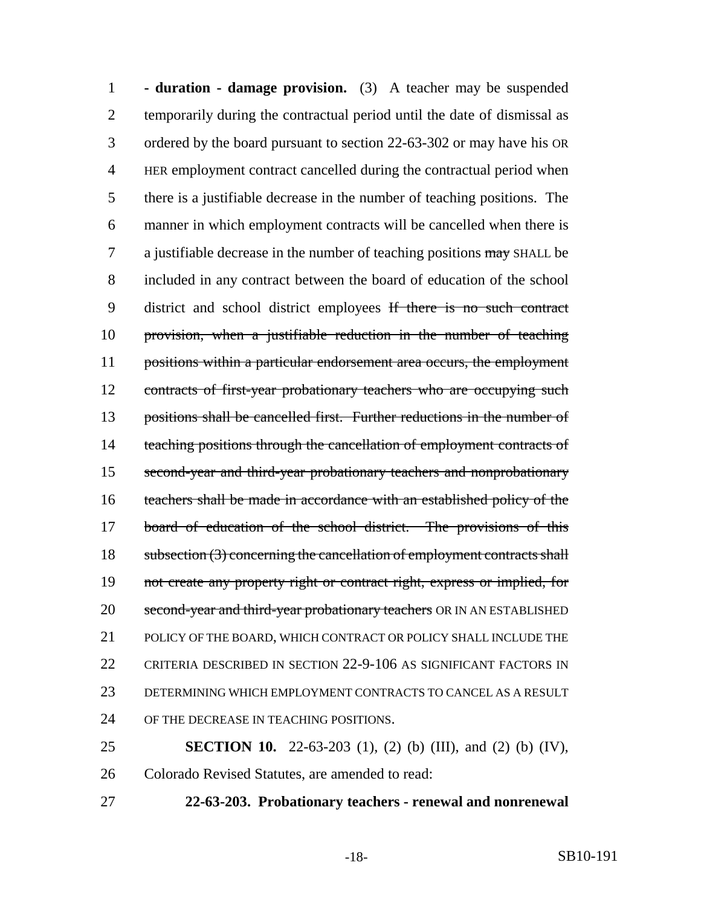**- duration - damage provision.** (3) A teacher may be suspended temporarily during the contractual period until the date of dismissal as ordered by the board pursuant to section 22-63-302 or may have his OR HER employment contract cancelled during the contractual period when there is a justifiable decrease in the number of teaching positions. The manner in which employment contracts will be cancelled when there is a justifiable decrease in the number of teaching positions ~~may~~ SHALL be included in any contract between the board of education of the school district and school district employees ~~If there is no such contract provision, when a justifiable reduction in the number of teaching positions within a particular endorsement area occurs, the employment contracts of first-year probationary teachers who are occupying such positions shall be cancelled first. Further reductions in the number of teaching positions through the cancellation of employment contracts of second-year and third-year probationary teachers and nonprobationary teachers shall be made in accordance with an established policy of the board of education of the school district. The provisions of this subsection (3) concerning the cancellation of employment contracts shall not create any property right or contract right, express or implied, for second-year and third-year probationary teachers~~ OR IN AN ESTABLISHED POLICY OF THE BOARD, WHICH CONTRACT OR POLICY SHALL INCLUDE THE CRITERIA DESCRIBED IN SECTION 22-9-106 AS SIGNIFICANT FACTORS IN DETERMINING WHICH EMPLOYMENT CONTRACTS TO CANCEL AS A RESULT OF THE DECREASE IN TEACHING POSITIONS.

**SECTION 10.** 22-63-203 (1), (2) (b) (III), and (2) (b) (IV), Colorado Revised Statutes, are amended to read:

**22-63-203. Probationary teachers - renewal and nonrenewal**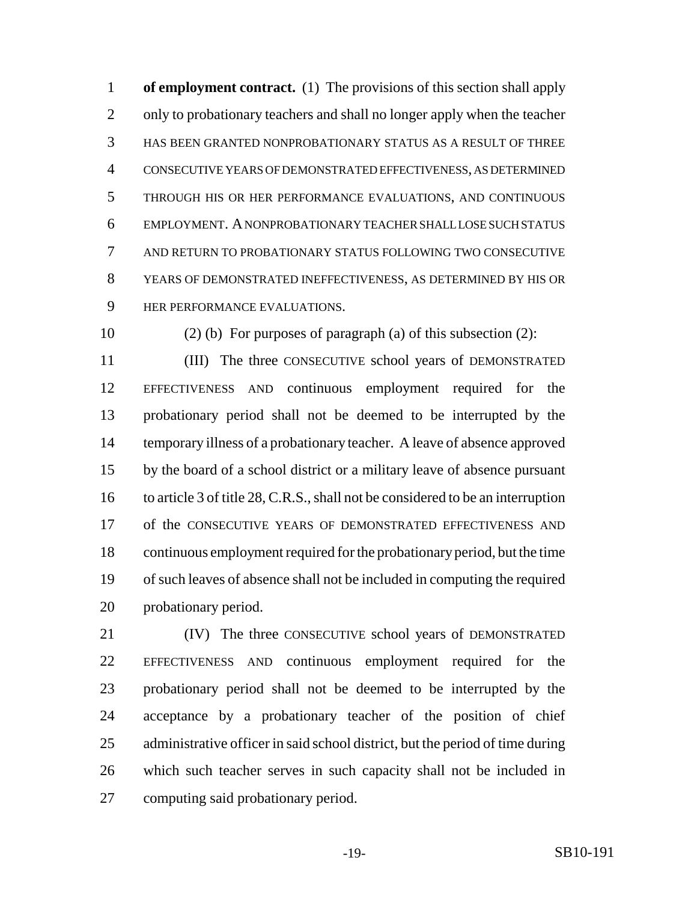**of employment contract.** (1) The provisions of this section shall apply only to probationary teachers and shall no longer apply when the teacher HAS BEEN GRANTED NONPROBATIONARY STATUS AS A RESULT OF THREE CONSECUTIVE YEARS OF DEMONSTRATED EFFECTIVENESS, AS DETERMINED THROUGH HIS OR HER PERFORMANCE EVALUATIONS, AND CONTINUOUS EMPLOYMENT. A NONPROBATIONARY TEACHER SHALL LOSE SUCH STATUS AND RETURN TO PROBATIONARY STATUS FOLLOWING TWO CONSECUTIVE YEARS OF DEMONSTRATED INEFFECTIVENESS, AS DETERMINED BY HIS OR HER PERFORMANCE EVALUATIONS.

(2) (b) For purposes of paragraph (a) of this subsection (2):

(III) The three CONSECUTIVE school years of DEMONSTRATED EFFECTIVENESS AND continuous employment required for the probationary period shall not be deemed to be interrupted by the temporary illness of a probationary teacher. A leave of absence approved by the board of a school district or a military leave of absence pursuant to article 3 of title 28, C.R.S., shall not be considered to be an interruption of the CONSECUTIVE YEARS OF DEMONSTRATED EFFECTIVENESS AND continuous employment required for the probationary period, but the time of such leaves of absence shall not be included in computing the required probationary period.

(IV) The three CONSECUTIVE school years of DEMONSTRATED EFFECTIVENESS AND continuous employment required for the probationary period shall not be deemed to be interrupted by the acceptance by a probationary teacher of the position of chief administrative officer in said school district, but the period of time during which such teacher serves in such capacity shall not be included in computing said probationary period.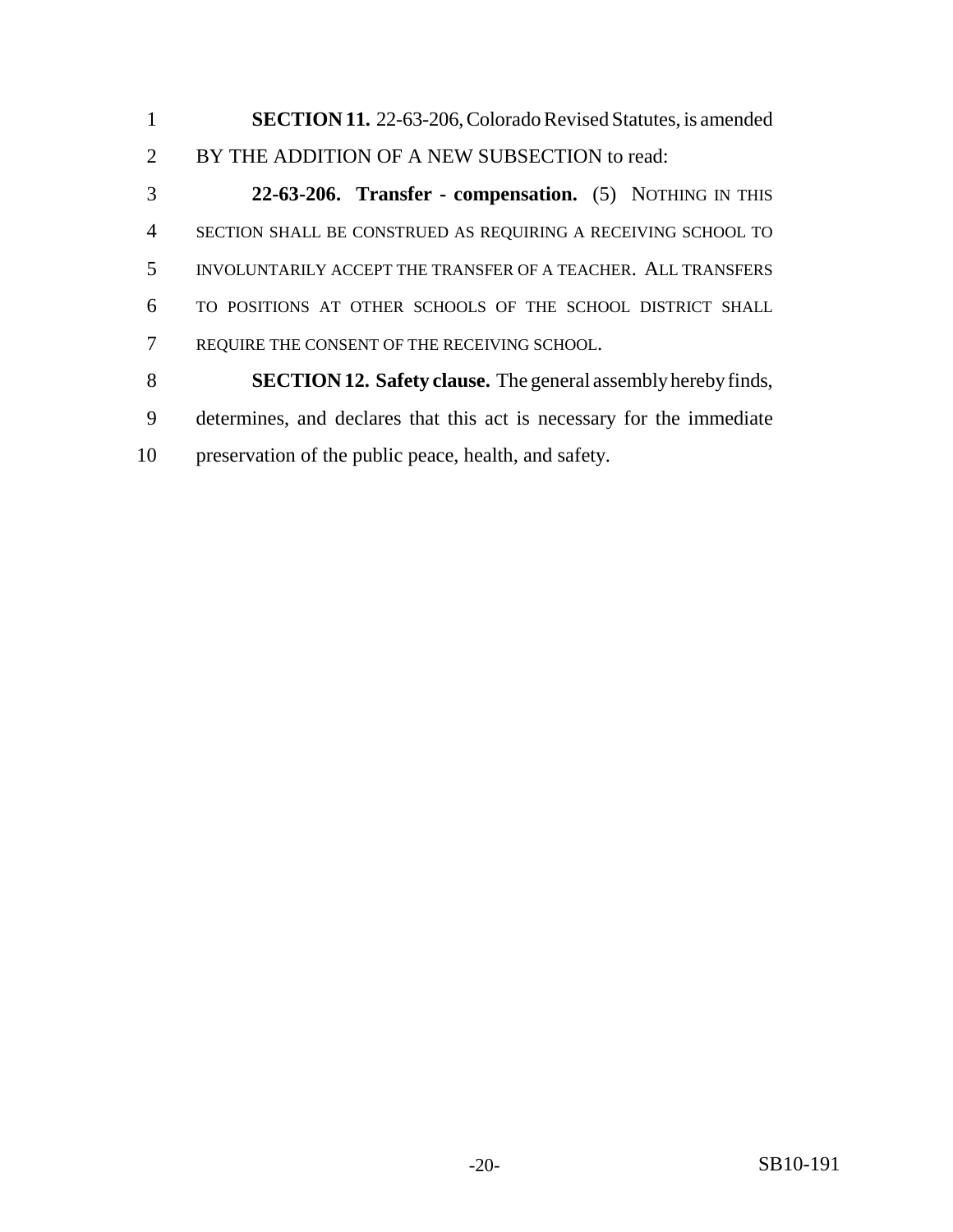**SECTION 11.** 22-63-206, Colorado Revised Statutes, is amended BY THE ADDITION OF A NEW SUBSECTION to read:

**22-63-206. Transfer - compensation.** (5) NOTHING IN THIS SECTION SHALL BE CONSTRUED AS REQUIRING A RECEIVING SCHOOL TO INVOLUNTARILY ACCEPT THE TRANSFER OF A TEACHER. ALL TRANSFERS TO POSITIONS AT OTHER SCHOOLS OF THE SCHOOL DISTRICT SHALL REQUIRE THE CONSENT OF THE RECEIVING SCHOOL.

**SECTION 12. Safety clause.** The general assembly hereby finds, determines, and declares that this act is necessary for the immediate preservation of the public peace, health, and safety.